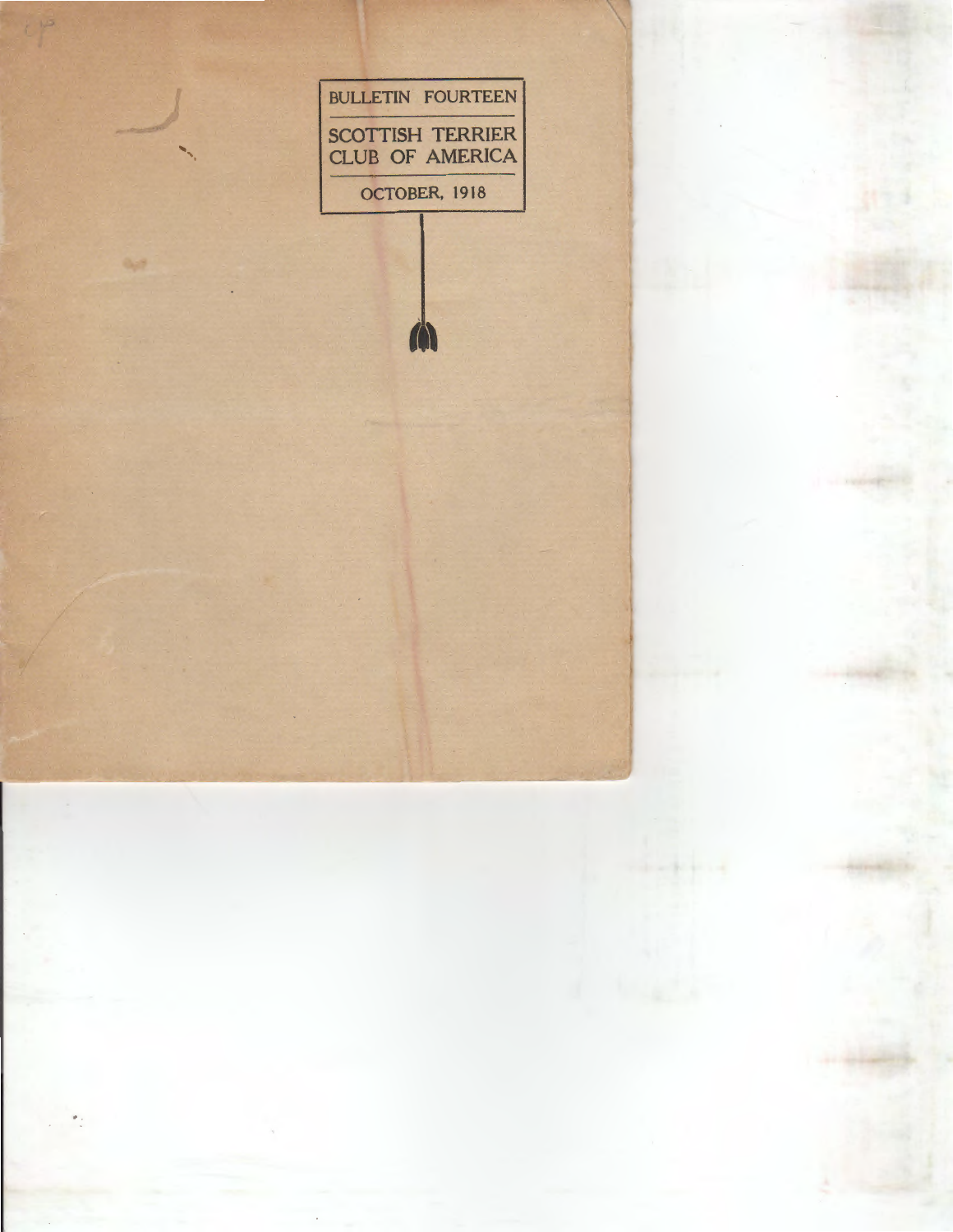# BULLETIN FOURTEEN

## SCOTTISH TERRIER CLUB OF AMERICA

OCTOBER, 1918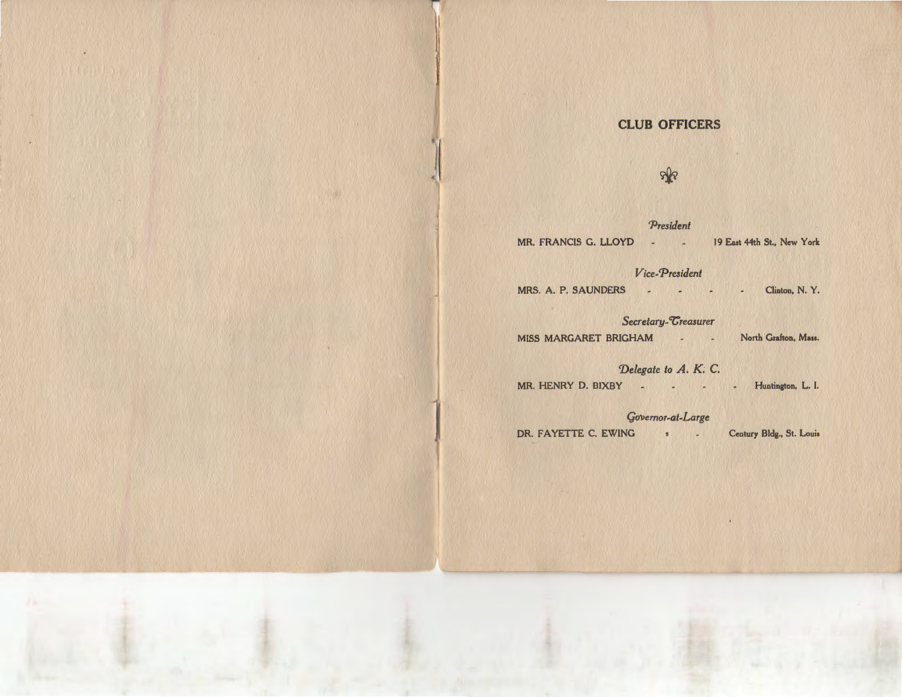## CLUB OFFICERS

*President*

MR. FRANCIS G. LLOYD - - 19 East 44th St., New York

*Vice-President*

MRS. A. P. SAUNDERS - - - - Clinton, N. Y.

*Secretary-Treasurer*

MISS MARGARET BRIGHAM - - North Grafton, Mass.

*Delegate to A. K. C.*

MR. HENRY D. BIXBY - - - - Huntington, L. I.

*Governor-at-Large*

DR. FAYETTE C. EWING - - Century Bldg., St. Louis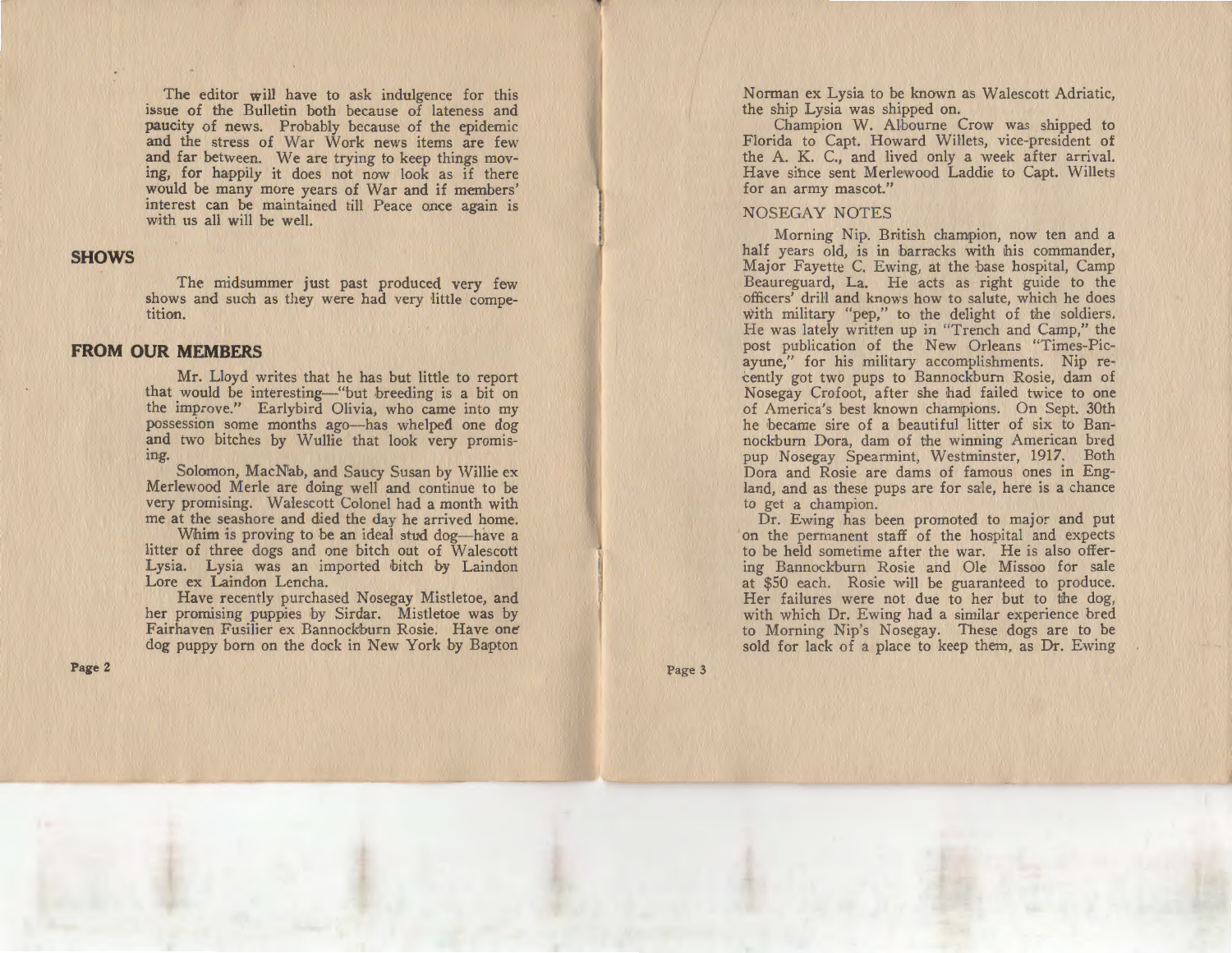The editor will have to ask indulgence for this issue of the Bulletin both because of lateness and paucity of news. Probably because of the epidemic and the stress of War Work news items are few and far between. We are trying to keep things moving, for happily it does not now look as if there would be many more years of War and if members' interest can be maintained till Peace once again is with us all will be well.

## SHOWS

The midsummer just past produced very few shows and such as they were had very little competition.

## FROM OUR MEMBERS

Mr. Lloyd writes that he has but little to report that would be interesting—"but breeding is a bit on the improve." Earlybird Olivia, who came into my possession some months ago—has whelped one dog and two bitches by Wullie that look very promising.

Solomon, MacNab, and Saucy Susan by Willie ex Merlewood Merle are doing well and continue to be very promising. Walescott Colonel had a month with me at the seashore and died the day he arrived home.

Whim is proving to be an ideal stud dog—have a litter of three dogs and one bitch out of Walescott Lysia. Lysia was an imported bitch by Laindon Lore ex Laindon Lencha.

Have recently purchased Nosegay Mistletoe, and her promising puppies by Sirdar. Mistletoe was by Fairhaven Fusilier ex Bannockburn Rosie. Have one dog puppy born on the dock in New York by Bapton Norman ex Lysia to be known as Walescott Adriatic, the ship Lysia was shipped on.

Champion W. Albourne Crow was shipped to Florida to Capt. Howard Willets, vice-president of the A. K. C., and lived only a week after arrival. Have since sent Merlewood Laddie to Capt. Willets for an army mascot."

## NOSEGAY NOTES

Morning Nip. British champion, now ten and a half years old, is in barracks with his commander, Major Fayette C. Ewing, at the base hospital, Camp Beauregard, La. He acts as right guide to the officers' drill and knows how to salute, which he does with military "pep," to the delight of the soldiers. He was lately written up in "Trench and Camp," the post publication of the New Orleans "Times-Picayune," for his military accomplishments. Nip recently got two pups to Bannockburn Rosie, dam of Nosegay Crofoot, after she had failed twice to one of America's best known champions. On Sept. 30th he became sire of a beautiful litter of six to Bannockburn Dora, dam of the winning American bred pup Nosegay Spearmint, Westminster, 1917. Both Dora and Rosie are dams of famous ones in England, and as these pups are for sale, here is a chance to get a champion.

Dr. Ewing has been promoted to major and put on the permanent staff of the hospital and expects to be held sometime after the war. He is also offering Bannockburn Rosie and Ole Missoo for sale at $50 each. Rosie will be guaranteed to produce. Her failures were not due to her but to the dog, with which Dr. Ewing had a similar experience bred to Morning Nip's Nosegay. These dogs are to be sold for lack of a place to keep them, as Dr. Ewing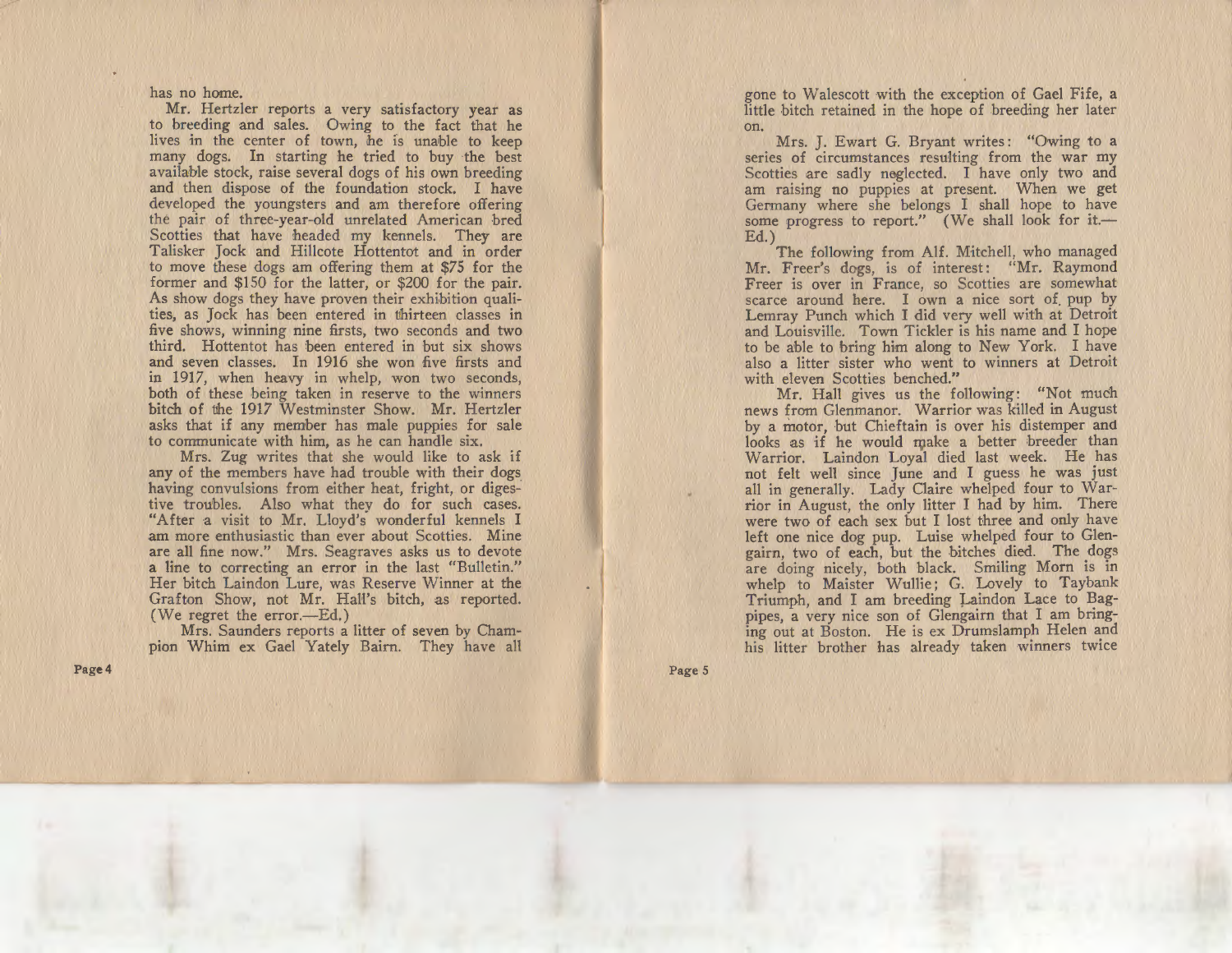has no home.

Mr. Hertzler reports a very satisfactory year as to breeding and sales. Owing to the fact that he lives in the center of town, he is unable to keep many dogs. In starting he tried to buy the best available stock, raise several dogs of his own breeding and then dispose of the foundation stock. I have developed the youngsters and am therefore offering the pair of three-year-old unrelated American bred Scotties that have headed my kennels. They are Talisker Jock and Hillcote Hottentot and in order to move these dogs am offering them at $75 for the former and $150 for the latter, or $200 for the pair. As show dogs they have proven their exhibition qualities, as Jock has been entered in thirteen classes in five shows, winning nine firsts, two seconds and two third. Hottentot has been entered in but six shows and seven classes. In 1916 she won five firsts and in 1917, when heavy in whelp, won two seconds, both of these being taken in reserve to the winners bitch of the 1917 Westminster Show. Mr. Hertzler asks that if any member has male puppies for sale to communicate with him, as he can handle six.

Mrs. Zug writes that she would like to ask if any of the members have had trouble with their dogs having convulsions from either heat, fright, or digestive troubles. Also what they do for such cases. "After a visit to Mr. Lloyd's wonderful kennels I am more enthusiastic than ever about Scotties. Mine are all fine now." Mrs. Seagraves asks us to devote a line to correcting an error in the last "Bulletin." Her bitch Laindon Lure, was Reserve Winner at the Grafton Show, not Mr. Hall's bitch, as reported. (We regret the error.—Ed.)

Mrs. Saunders reports a litter of seven by Champion Whim ex Gael Yately Bairn. They have all gone to Walescott with the exception of Gael Fife, a little bitch retained in the hope of breeding her later on.

Mrs. J. Ewart G. Bryant writes: "Owing to a series of circumstances resulting from the war my Scotties are sadly neglected. I have only two and am raising no puppies at present. When we get Germany where she belongs I shall hope to have some progress to report." (We shall look for it.—Ed.)

The following from Alf. Mitchell, who managed Mr. Freer's dogs, is of interest: "Mr. Raymond Freer is over in France, so Scotties are somewhat scarce around here. I own a nice sort of pup by Lemray Punch which I did very well with at Detroit and Louisville. Town Tickler is his name and I hope to be able to bring him along to New York. I have also a litter sister who went to winners at Detroit with eleven Scotties benched."

Mr. Hall gives us the following: "Not much news from Glenmanor. Warrior was killed in August by a motor, but Chieftain is over his distemper and looks as if he would make a better breeder than Warrior. Laindon Loyal died last week. He has not felt well since June and I guess he was just all in generally. Lady Claire whelped four to Warrior in August, the only litter I had by him. There were two of each sex but I lost three and only have left one nice dog pup. Luise whelped four to Glengairn, two of each, but the bitches died. The dogs are doing nicely, both black. Smiling Morn is in whelp to Maister Wullie; G. Lovely to Taybank Triumph, and I am breeding Laindon Lace to Bagpipes, a very nice son of Glengairn that I am bringing out at Boston. He is ex Drumslamph Helen and his litter brother has already taken winners twice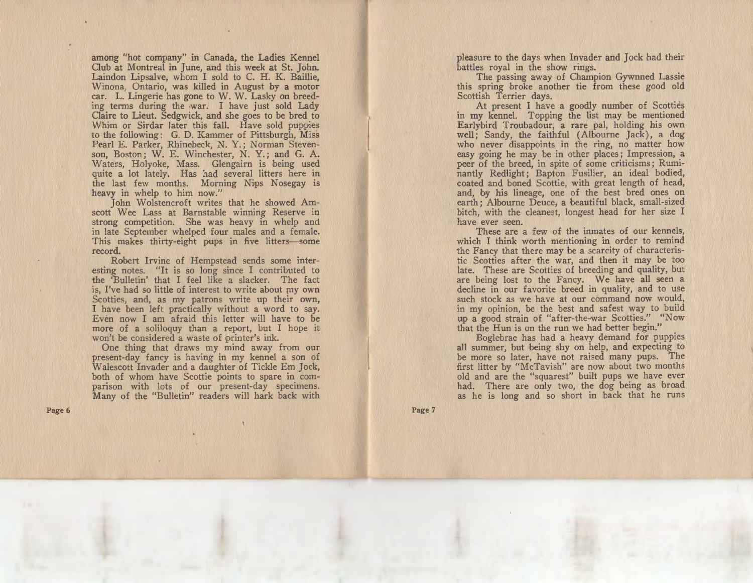among "hot company" in Canada, the Ladies Kennel Club at Montreal in June, and this week at St. John. Laindon Lipsalve, whom I sold to C. H. K. Baillie, Winona, Ontario, was killed in August by a motor car. L. Lingerie has gone to W. W. Lasky on breeding terms during the war. I have just sold Lady Claire to Lieut. Sedgwick, and she goes to be bred to Whim or Sirdar later this fall. Have sold puppies to the following: G. D. Kammer of Pittsburgh, Miss Pearl E. Parker, Rhinebeck, N. Y.; Norman Stevenson, Boston; W. E. Winchester, N. Y.; and G. A. Waters, Holyoke, Mass. Glengairn is being used quite a lot lately. Has had several litters here in the last few months. Morning Nips Nosegay is heavy in whelp to him now."

John Wolstencroft writes that he showed Amscott Wee Lass at Barnstable winning Reserve in strong competition. She was heavy in whelp and in late September whelped four males and a female. This makes thirty-eight pups in five litters—some record.

Robert Irvine of Hempstead sends some interesting notes. "It is so long since I contributed to the 'Bulletin' that I feel like a slacker. The fact is, I've had so little of interest to write about my own Scotties, and, as my patrons write up their own, I have been left practically without a word to say. Even now I am afraid this letter will have to be more of a soliloquy than a report, but I hope it won't be considered a waste of printer's ink.

One thing that draws my mind away from our present-day fancy is having in my kennel a son of Walescott Invader and a daughter of Tickle Em Jock, both of whom have Scottie points to spare in comparison with lots of our present-day specimens. Many of the "Bulletin" readers will hark back with pleasure to the days when Invader and Jock had their battles royal in the show rings.

The passing away of Champion Gywnned Lassie this spring broke another tie from these good old Scottish Terrier days.

At present I have a goodly number of Scotties in my kennel. Topping the list may be mentioned Earlybird Troubadour, a rare pal, holding his own well; Sandy, the faithful (Albourne Jack), a dog who never disappoints in the ring, no matter how easy going he may be in other places; Impression, a peer of the breed, in spite of some criticisms; Ruminantly Redlight; Bapton Fusilier, an ideal bodied, coated and boned Scottie, with great length of head, and, by his lineage, one of the best bred ones on earth; Albourne Deuce, a beautiful black, small-sized bitch, with the cleanest, longest head for her size I have ever seen.

These are a few of the inmates of our kennels, which I think worth mentioning in order to remind the Fancy that there may be a scarcity of characteristic Scotties after the war, and then it may be too late. These are Scotties of breeding and quality, but are being lost to the Fancy. We have all seen a decline in our favorite breed in quality, and to use such stock as we have at our command now would, in my opinion, be the best and safest way to build up a good strain of "after-the-war Scotties." "Now that the Hun is on the run we had better begin."

Boglebrae has had a heavy demand for puppies all summer, but being shy on help, and expecting to be more so later, have not raised many pups. The first litter by "McTavish" are now about two months old and are the "squarest" built pups we have ever had. There are only two, the dog being as broad as he is long and so short in back that he runs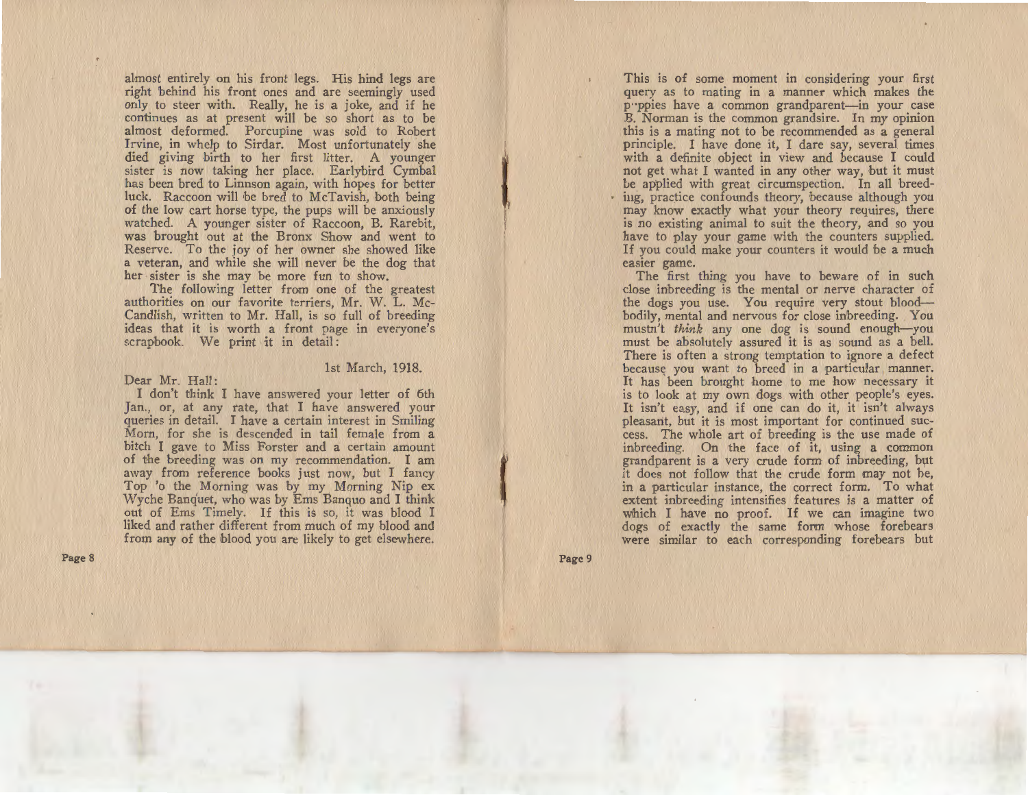almost entirely on his front legs. His hind legs are right behind his front ones and are seemingly used only to steer with. Really, he is a joke, and if he continues as at present will be so short as to be almost deformed. Porcupine was sold to Robert Irvine, in whelp to Sirdar. Most unfortunately she died giving birth to her first litter. A younger sister is now taking her place. Earlybird Cymbal has been bred to Linnson again, with hopes for better luck. Raccoon will be bred to McTavish, both being of the low cart horse type, the pups will be anxiously watched. A younger sister of Raccoon, B. Rarebit, was brought out at the Bronx Show and went to Reserve. To the joy of her owner she showed like a veteran, and while she will never be the dog that her sister is she may be more fun to show.

The following letter from one of the greatest authorities on our favorite terriers, Mr. W. L. McCandlish, written to Mr. Hall, is so full of breeding ideas that it is worth a front page in everyone's scrapbook. We print it in detail:

1st March, 1918.

Dear Mr. Hall:

I don't think I have answered your letter of 6th Jan., or, at any rate, that I have answered your queries in detail. I have a certain interest in Smiling Morn, for she is descended in tail female from a bitch I gave to Miss Forster and a certain amount of the breeding was on my recommendation. I am away from reference books just now, but I fancy Top 'o the Morning was by my Morning Nip ex Wyche Banquet, who was by Ems Banquo and I think out of Ems Timely. If this is so, it was blood I liked and rather different from much of my blood and from any of the blood you are likely to get elsewhere.

This is of some moment in considering your first query as to mating in a manner which makes the puppies have a common grandparent—in your case B. Norman is the common grandsire. In my opinion this is a mating not to be recommended as a general principle. I have done it, I dare say, several times with a definite object in view and because I could not get what I wanted in any other way, but it must be applied with great circumspection. In all breeding, practice confounds theory, because although you may know exactly what your theory requires, there is no existing animal to suit the theory, and so you have to play your game with the counters supplied. If you could make your counters it would be a much easier game.

The first thing you have to beware of in such close inbreeding is the mental or nerve character of the dogs you use. You require very stout blood—bodily, mental and nervous for close inbreeding. You mustn't *think* any one dog is sound enough—you must be absolutely assured it is as sound as a bell. There is often a strong temptation to ignore a defect because you want to breed in a particular manner. It has been brought home to me how necessary it is to look at my own dogs with other people's eyes. It isn't easy, and if one can do it, it isn't always pleasant, but it is most important for continued success. The whole art of breeding is the use made of inbreeding. On the face of it, using a common grandparent is a very crude form of inbreeding, but it does not follow that the crude form may not be, in a particular instance, the correct form. To what extent inbreeding intensifies features is a matter of which I have no proof. If we can imagine two dogs of exactly the same form whose forebears were similar to each corresponding forebears but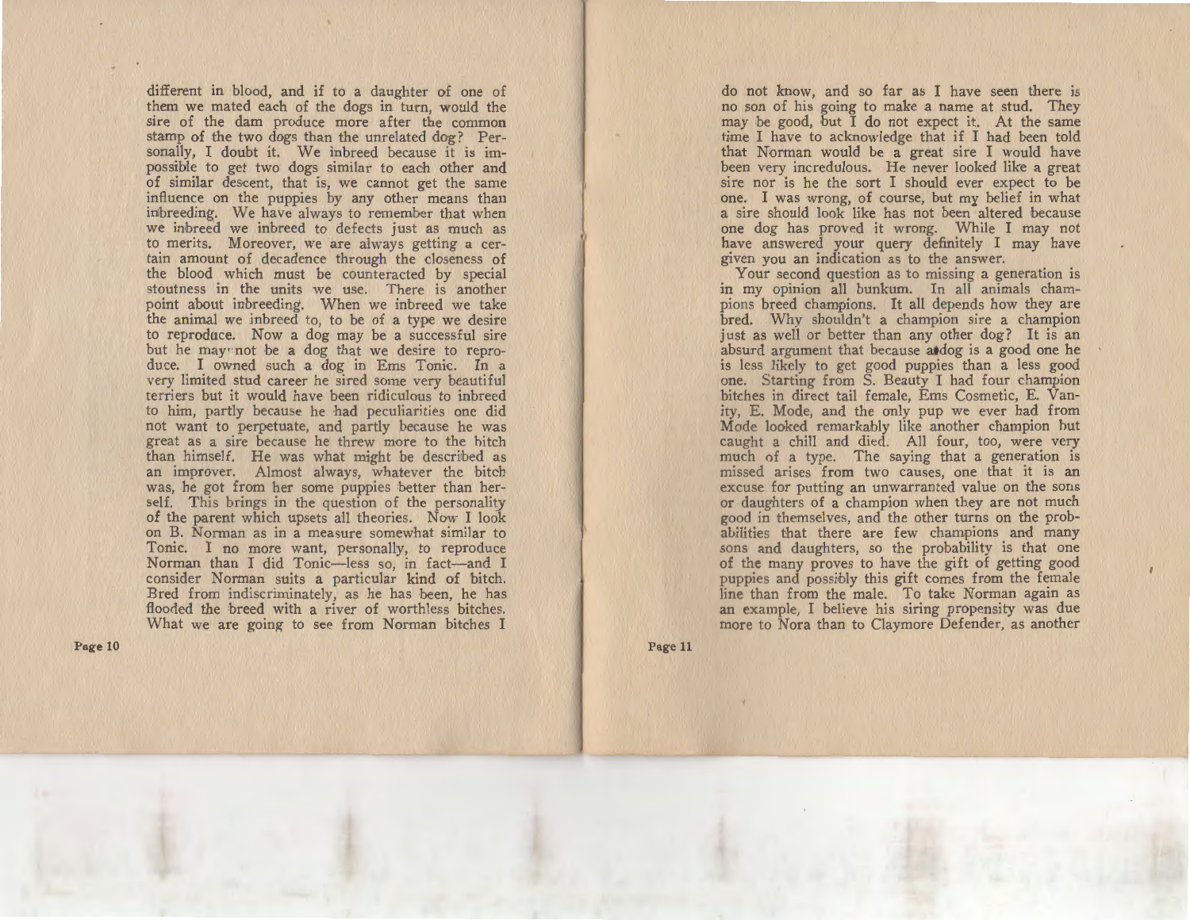different in blood, and if to a daughter of one of them we mated each of the dogs in turn, would the sire of the dam produce more after the common stamp of the two dogs than the unrelated dog? Personally, I doubt it. We inbreed because it is impossible to get two dogs similar to each other and of similar descent, that is, we cannot get the same influence on the puppies by any other means than inbreeding. We have always to remember that when we inbreed we inbreed to defects just as much as to merits. Moreover, we are always getting a certain amount of decadence through the closeness of the blood which must be counteracted by special stoutness in the units we use. There is another point about inbreeding. When we inbreed we take the animal we inbreed to, to be of a type we desire to reproduce. Now a dog may be a successful sire but he may not be a dog that we desire to reproduce. I owned such a dog in Ems Tonic. In a very limited stud career he sired some very beautiful terriers but it would have been ridiculous to inbreed to him, partly because he had peculiarities one did not want to perpetuate, and partly because he was great as a sire because he threw more to the bitch than himself. He was what might be described as an improver. Almost always, whatever the bitch was, he got from her some puppies better than herself. This brings in the question of the personality of the parent which upsets all theories. Now I look on B. Norman as in a measure somewhat similar to Tonic. I no more want, personally, to reproduce Norman than I did Tonic—less so, in fact—and I consider Norman suits a particular kind of bitch. Bred from indiscriminately, as he has been, he has flooded the breed with a river of worthless bitches. What we are going to see from Norman bitches I do not know, and so far as I have seen there is no son of his going to make a name at stud. They may be good, but I do not expect it. At the same time I have to acknowledge that if I had been told that Norman would be a great sire I would have been very incredulous. He never looked like a great sire nor is he the sort I should ever expect to be one. I was wrong, of course, but my belief in what a sire should look like has not been altered because one dog has proved it wrong. While I may not have answered your query definitely I may have given you an indication as to the answer.

Your second question as to missing a generation is in my opinion all bunkum. In all animals champions breed champions. It all depends how they are bred. Why shouldn't a champion sire a champion just as well or better than any other dog? It is an absurd argument that because a dog is a good one he is less likely to get good puppies than a less good one. Starting from S. Beauty I had four champion bitches in direct tail female, Ems Cosmetic, E. Vanity, E. Mode, and the only pup we ever had from Mode looked remarkably like another champion but caught a chill and died. All four, too, were very much of a type. The saying that a generation is missed arises from two causes, one that it is an excuse for putting an unwarranted value on the sons or daughters of a champion when they are not much good in themselves, and the other turns on the probabilities that there are few champions and many sons and daughters, so the probability is that one of the many proves to have the gift of getting good puppies and possibly this gift comes from the female line than from the male. To take Norman again as an example, I believe his siring propensity was due more to Nora than to Claymore Defender, as another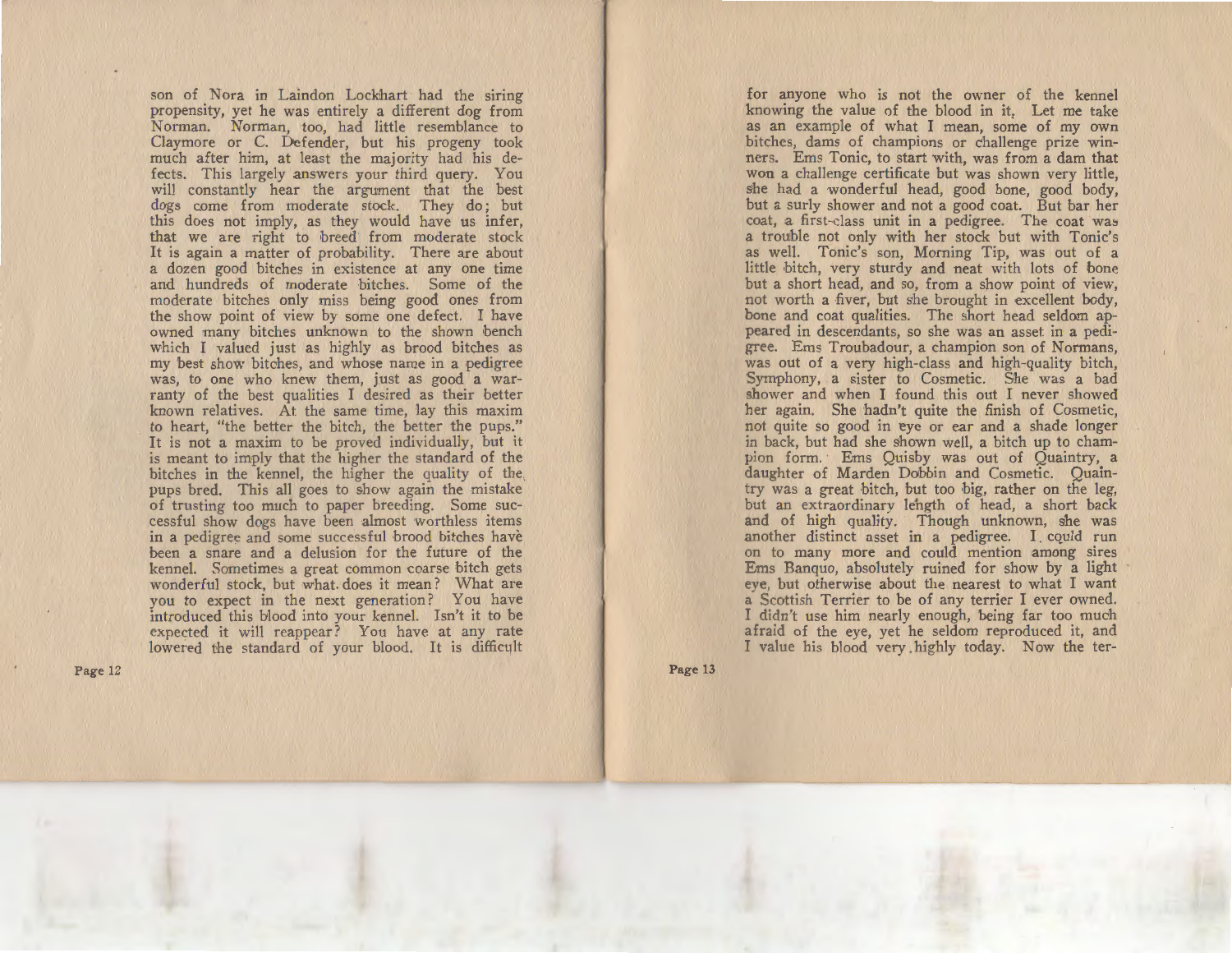son of Nora in Laindon Lockhart had the siring propensity, yet he was entirely a different dog from Norman. Norman, too, had little resemblance to Claymore or C. Defender, but his progeny took much after him, at least the majority had his defects. This largely answers your third query. You will constantly hear the argument that the best dogs come from moderate stock. They do; but this does not imply, as they would have us infer, that we are right to breed from moderate stock It is again a matter of probability. There are about a dozen good bitches in existence at any one time and hundreds of moderate bitches. Some of the moderate bitches only miss being good ones from the show point of view by some one defect. I have owned many bitches unknown to the shown bench which I valued just as highly as brood bitches as my best show bitches, and whose name in a pedigree was, to one who knew them, just as good a warranty of the best qualities I desired as their better known relatives. At the same time, lay this maxim to heart, "the better the bitch, the better the pups." It is not a maxim to be proved individually, but it is meant to imply that the higher the standard of the bitches in the kennel, the higher the quality of the pups bred. This all goes to show again the mistake of trusting too much to paper breeding. Some successful show dogs have been almost worthless items in a pedigree and some successful brood bitches have been a snare and a delusion for the future of the kennel. Sometimes a great common coarse bitch gets wonderful stock, but what does it mean? What are you to expect in the next generation? You have introduced this blood into your kennel. Isn't it to be expected it will reappear? You have at any rate lowered the standard of your blood. It is difficult for anyone who is not the owner of the kennel knowing the value of the blood in it. Let me take as an example of what I mean, some of my own bitches, dams of champions or challenge prize winners. Ems Tonic, to start with, was from a dam that won a challenge certificate but was shown very little, she had a wonderful head, good bone, good body, but a surly shower and not a good coat. But bar her coat, a first-class unit in a pedigree. The coat was a trouble not only with her stock but with Tonic's as well. Tonic's son, Morning Tip, was out of a little bitch, very sturdy and neat with lots of bone but a short head, and so, from a show point of view, not worth a fiver, but she brought in excellent body, bone and coat qualities. The short head seldom appeared in descendants, so she was an asset in a pedigree. Ems Troubadour, a champion son of Normans, was out of a very high-class and high-quality bitch, Symphony, a sister to Cosmetic. She was a bad shower and when I found this out I never showed her again. She hadn't quite the finish of Cosmetic, not quite so good in eye or ear and a shade longer in back, but had she shown well, a bitch up to champion form. Ems Quisby was out of Quaintry, a daughter of Marden Dobbin and Cosmetic. Quaintry was a great bitch, but too big, rather on the leg, but an extraordinary length of head, a short back and of high quality. Though unknown, she was another distinct asset in a pedigree. I could run on to many more and could mention among sires Ems Banquo, absolutely ruined for show by a light eye, but otherwise about the nearest to what I want a Scottish Terrier to be of any terrier I ever owned. I didn't use him nearly enough, being far too much afraid of the eye, yet he seldom reproduced it, and I value his blood very highly today. Now the ter-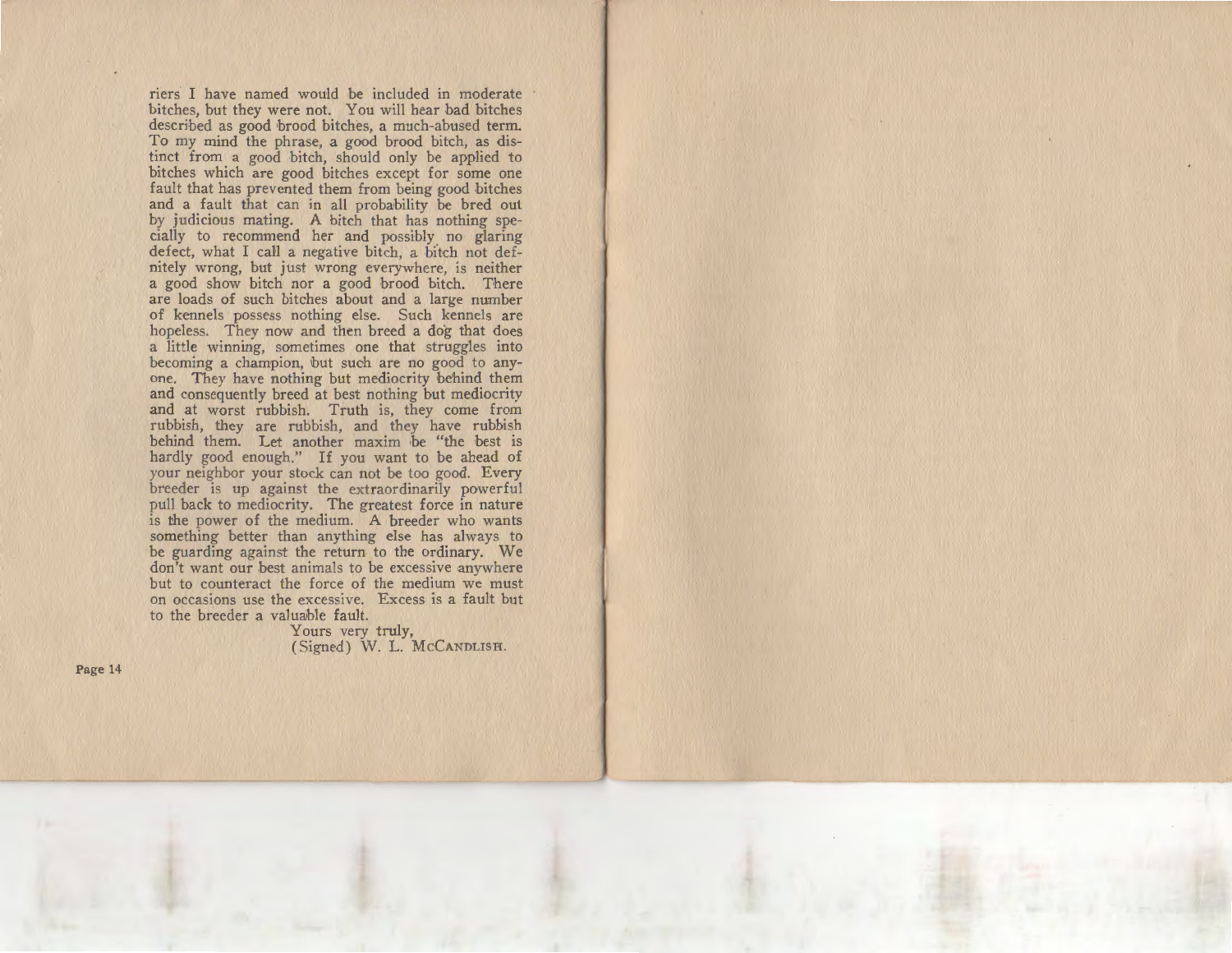riers I have named would be included in moderate bitches, but they were not. You will hear bad bitches described as good brood bitches, a much-abused term. To my mind the phrase, a good brood bitch, as distinct from a good bitch, should only be applied to bitches which are good bitches except for some one fault that has prevented them from being good bitches and a fault that can in all probability be bred out by judicious mating. A bitch that has nothing specially to recommend her and possibly no glaring defect, what I call a negative bitch, a bitch not definitely wrong, but just wrong everywhere, is neither a good show bitch nor a good brood bitch. There are loads of such bitches about and a large number of kennels possess nothing else. Such kennels are hopeless. They now and then breed a dog that does a little winning, sometimes one that struggles into becoming a champion, but such are no good to anyone. They have nothing but mediocrity behind them and consequently breed at best nothing but mediocrity and at worst rubbish. Truth is, they come from rubbish, they are rubbish, and they have rubbish behind them. Let another maxim be "the best is hardly good enough." If you want to be ahead of your neighbor your stock can not be too good. Every breeder is up against the extraordinarily powerful pull back to mediocrity. The greatest force in nature is the power of the medium. A breeder who wants something better than anything else has always to be guarding against the return to the ordinary. We don't want our best animals to be excessive anywhere but to counteract the force of the medium we must on occasions use the excessive. Excess is a fault but to the breeder a valuable fault.

Yours very truly,
(Signed) W. L. McCANDLISH.